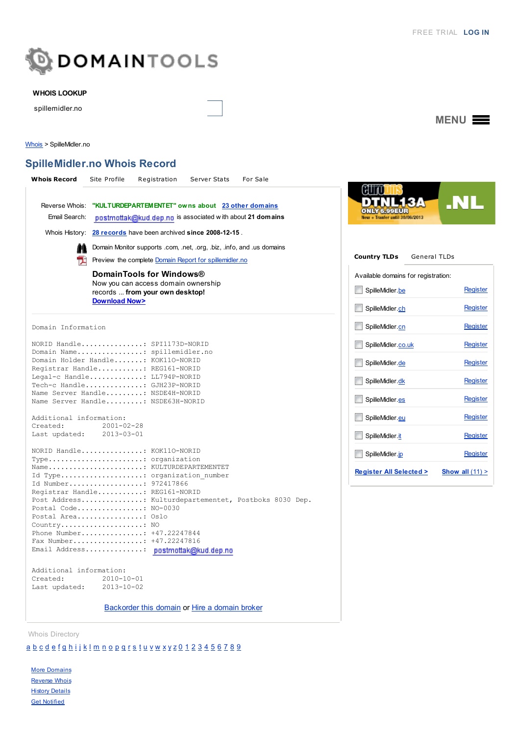FREE TRIAL LOG IN

DOMAINTOOLS

WHOIS LOOKUP

spillemidler.no

MENU

Whois > SpilleMidler.no

# SpilleMidler.no Whois Record

**Whois Record** Site Profile Registration Server Stats For Sale

Reverse Whois: **"KULTURDEPARTEMENTET" owns about** 23 other domains

Email Search: postmottak@kud.dep.no is associated with about **21 domains**

Whois History: 28 records have been archived **since 2008-12-15** .

Domain Monitor supports .com, .net, .org, .biz, .info, and .us domains

Preview the complete Domain Report for spillemidler.no

**DomainTools for Windows®**
Now you can access domain ownership records ... **from your own desktop!**
**Download Now>**

```
Domain Information

NORID Handle...............: SPI1173D-NORID
Domain Name................: spillemidler.no
Domain Holder Handle.......: KOK110-NORID
Registrar Handle...........: REG161-NORID
Legal-c Handle.............: LL794P-NORID
Tech-c Handle..............: GJH23P-NORID
Name Server Handle.........: NSDE4H-NORID
Name Server Handle.........: NSDE63H-NORID

Additional information:
Created:          2001-02-28
Last updated:     2013-03-01

NORID Handle...............: KOK110-NORID
Type.......................: organization
Name.......................: KULTURDEPARTEMENTET
Id Type....................: organization_number
Id Number..................: 972417866
Registrar Handle...........: REG161-NORID
Post Address...............: Kulturdepartementet, Postboks 8030 Dep.
Postal Code................: NO-0030
Postal Area................: Oslo
Country....................: NO
Phone Number...............: +47.22247844
Fax Number.................: +47.22247816
Email Address..............: postmottak@kud.dep.no

Additional information:
Created:          2010-10-01
Last updated:     2013-10-02
```

Backorder this domain or Hire a domain broker

eurodns DTNL13A ONLY 6.99EUR New + Tranfer until 30/06/2013 .NL

**Country TLDs** General TLDs

Available domains for registration:

- SpilleMidler.be Register
- SpilleMidler.ch Register
- SpilleMidler.cn Register
- SpilleMidler.co.uk Register
- SpilleMidler.de Register
- SpilleMidler.dk Register
- SpilleMidler.es Register
- SpilleMidler.eu Register
- SpilleMidler.it Register
- SpilleMidler.jp Register

**Register All Selected >** **Show all (11) >**

Whois Directory

a b c d e f g h i j k l m n o p q r s t u v w x y z 0 1 2 3 4 5 6 7 8 9

More Domains
Reverse Whois
History Details
Get Notified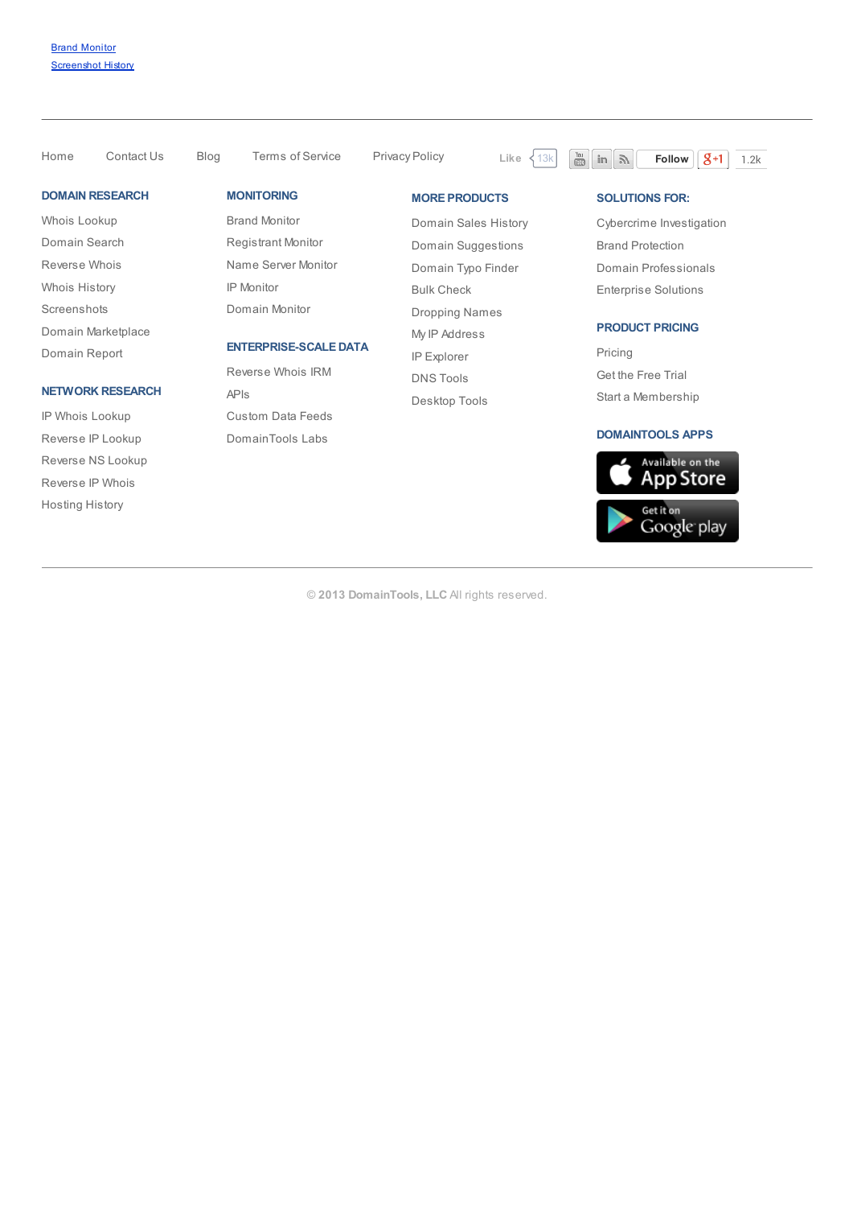Brand Monitor
Screenshot History

Home Contact Us Blog Terms of Service Privacy Policy Like 13k Follow 1.2k

## DOMAIN RESEARCH

- Whois Lookup
- Domain Search
- Reverse Whois
- Whois History
- Screenshots
- Domain Marketplace
- Domain Report

## NETWORK RESEARCH

- IP Whois Lookup
- Reverse IP Lookup
- Reverse NS Lookup
- Reverse IP Whois
- Hosting History

## MONITORING

- Brand Monitor
- Registrant Monitor
- Name Server Monitor
- IP Monitor
- Domain Monitor

## ENTERPRISE-SCALE DATA

- Reverse Whois IRM
- APIs
- Custom Data Feeds
- DomainTools Labs

## MORE PRODUCTS

- Domain Sales History
- Domain Suggestions
- Domain Typo Finder
- Bulk Check
- Dropping Names
- My IP Address
- IP Explorer
- DNS Tools
- Desktop Tools

## SOLUTIONS FOR:

- Cybercrime Investigation
- Brand Protection
- Domain Professionals
- Enterprise Solutions

## PRODUCT PRICING

- Pricing
- Get the Free Trial
- Start a Membership

## DOMAINTOOLS APPS

Available on the App Store

Get it on Google play

© 2013 **DomainTools, LLC** All rights reserved.